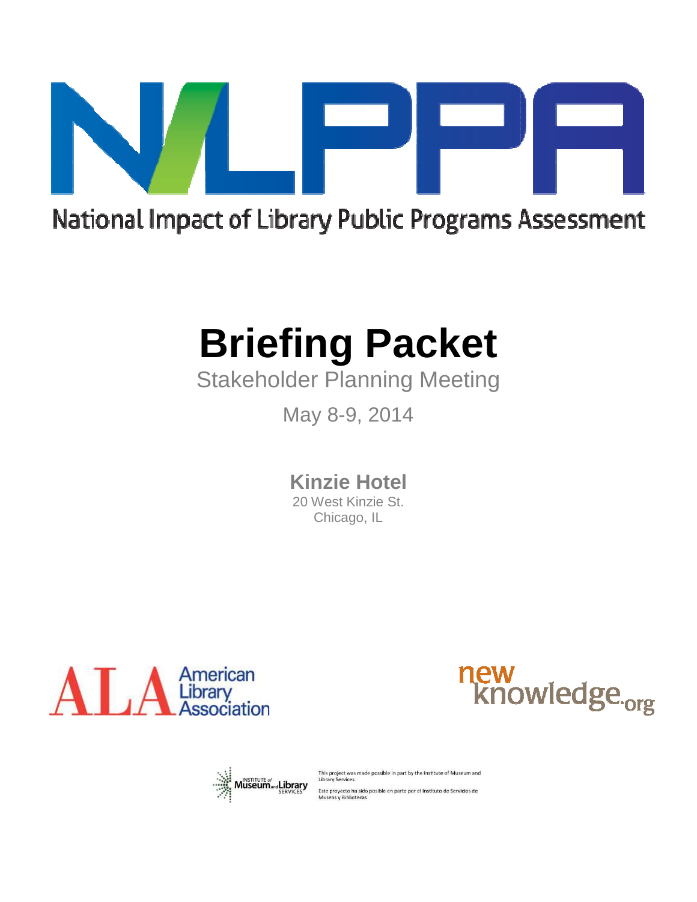# NILPPA

National Impact of Library Public Programs Assessment

# Briefing Packet

## Stakeholder Planning Meeting

May 8-9, 2014

**Kinzie Hotel**

20 West Kinzie St.
Chicago, IL

ALA American Library Association

newknowledge.org

INSTITUTE of Museum and Library SERVICES

This project was made possible in part by the Institute of Museum and Library Services.

Este proyecto ha sido posible en parte por el Instituto de Servicios de Museos y Bibliotecas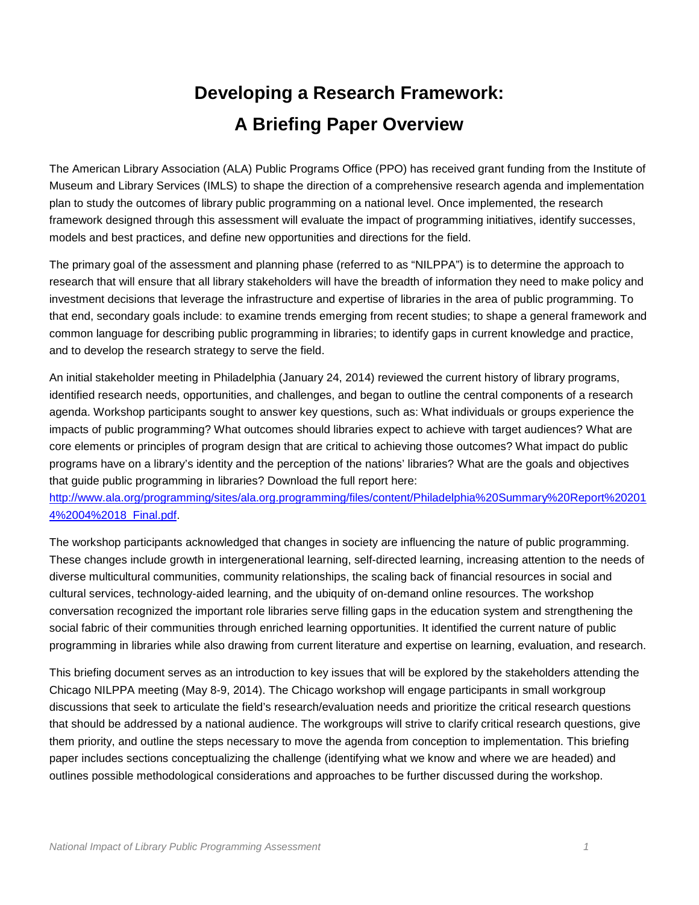# Developing a Research Framework:
# A Briefing Paper Overview

The American Library Association (ALA) Public Programs Office (PPO) has received grant funding from the Institute of Museum and Library Services (IMLS) to shape the direction of a comprehensive research agenda and implementation plan to study the outcomes of library public programming on a national level. Once implemented, the research framework designed through this assessment will evaluate the impact of programming initiatives, identify successes, models and best practices, and define new opportunities and directions for the field.

The primary goal of the assessment and planning phase (referred to as "NILPPA") is to determine the approach to research that will ensure that all library stakeholders will have the breadth of information they need to make policy and investment decisions that leverage the infrastructure and expertise of libraries in the area of public programming. To that end, secondary goals include: to examine trends emerging from recent studies; to shape a general framework and common language for describing public programming in libraries; to identify gaps in current knowledge and practice, and to develop the research strategy to serve the field.

An initial stakeholder meeting in Philadelphia (January 24, 2014) reviewed the current history of library programs, identified research needs, opportunities, and challenges, and began to outline the central components of a research agenda. Workshop participants sought to answer key questions, such as: What individuals or groups experience the impacts of public programming? What outcomes should libraries expect to achieve with target audiences? What are core elements or principles of program design that are critical to achieving those outcomes? What impact do public programs have on a library's identity and the perception of the nations' libraries? What are the goals and objectives that guide public programming in libraries? Download the full report here: [http://www.ala.org/programming/sites/ala.org.programming/files/content/Philadelphia%20Summary%20Report%202014%2004%2018_Final.pdf](http://www.ala.org/programming/sites/ala.org.programming/files/content/Philadelphia%20Summary%20Report%202014%2004%2018_Final.pdf).

The workshop participants acknowledged that changes in society are influencing the nature of public programming. These changes include growth in intergenerational learning, self-directed learning, increasing attention to the needs of diverse multicultural communities, community relationships, the scaling back of financial resources in social and cultural services, technology-aided learning, and the ubiquity of on-demand online resources. The workshop conversation recognized the important role libraries serve filling gaps in the education system and strengthening the social fabric of their communities through enriched learning opportunities. It identified the current nature of public programming in libraries while also drawing from current literature and expertise on learning, evaluation, and research.

This briefing document serves as an introduction to key issues that will be explored by the stakeholders attending the Chicago NILPPA meeting (May 8-9, 2014). The Chicago workshop will engage participants in small workgroup discussions that seek to articulate the field's research/evaluation needs and prioritize the critical research questions that should be addressed by a national audience. The workgroups will strive to clarify critical research questions, give them priority, and outline the steps necessary to move the agenda from conception to implementation. This briefing paper includes sections conceptualizing the challenge (identifying what we know and where we are headed) and outlines possible methodological considerations and approaches to be further discussed during the workshop.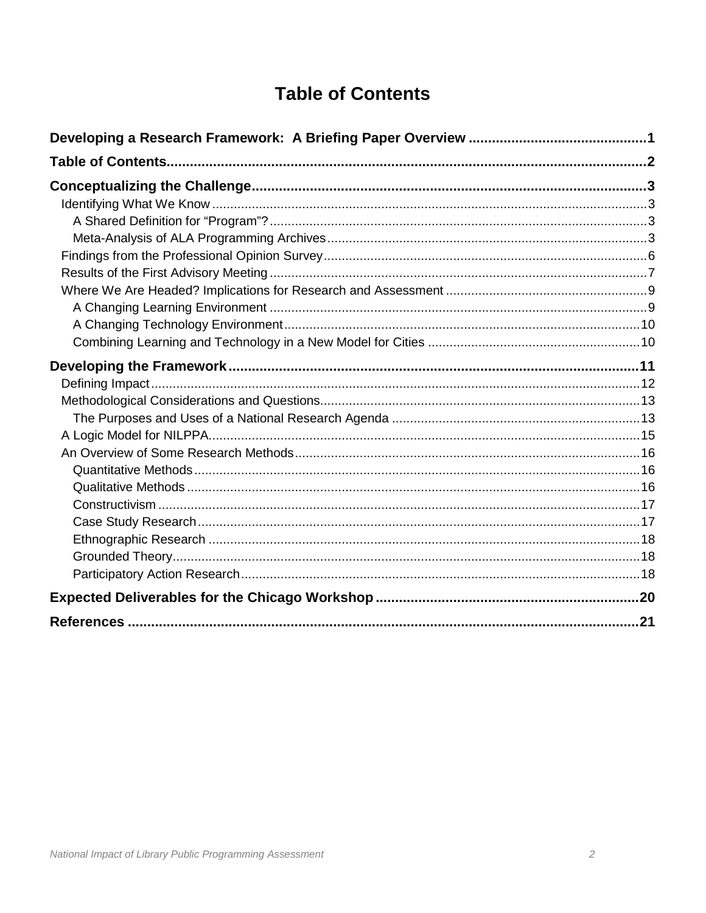# Table of Contents

**Developing a Research Framework: A Briefing Paper Overview** .......... **1**

**Table of Contents** .......... **2**

**Conceptualizing the Challenge** .......... **3**

- Identifying What We Know .......... 3
  - A Shared Definition for “Program”? .......... 3
  - Meta-Analysis of ALA Programming Archives .......... 3
- Findings from the Professional Opinion Survey .......... 6
- Results of the First Advisory Meeting .......... 7
- Where We Are Headed? Implications for Research and Assessment .......... 9
  - A Changing Learning Environment .......... 9
  - A Changing Technology Environment .......... 10
  - Combining Learning and Technology in a New Model for Cities .......... 10

**Developing the Framework** .......... **11**

- Defining Impact .......... 12
- Methodological Considerations and Questions .......... 13
  - The Purposes and Uses of a National Research Agenda .......... 13
- A Logic Model for NILPPA .......... 15
- An Overview of Some Research Methods .......... 16
  - Quantitative Methods .......... 16
  - Qualitative Methods .......... 16
  - Constructivism .......... 17
  - Case Study Research .......... 17
  - Ethnographic Research .......... 18
  - Grounded Theory .......... 18
  - Participatory Action Research .......... 18

**Expected Deliverables for the Chicago Workshop** .......... **20**

**References** .......... **21**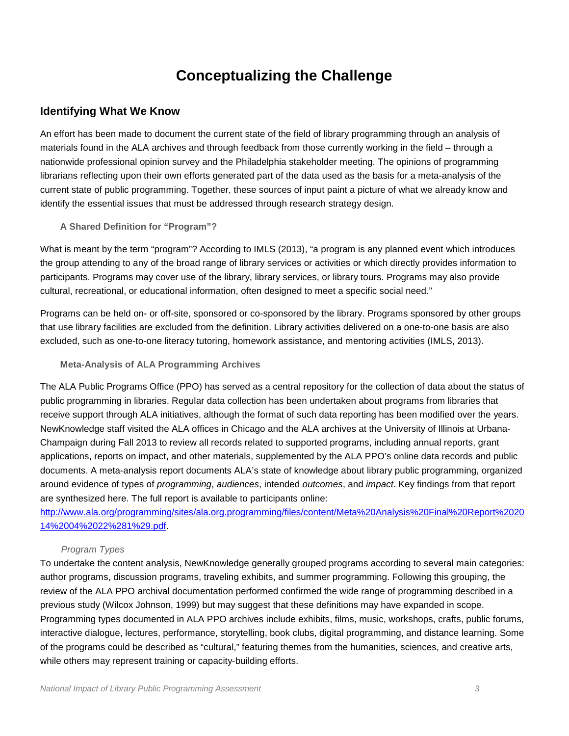# Conceptualizing the Challenge

## Identifying What We Know

An effort has been made to document the current state of the field of library programming through an analysis of materials found in the ALA archives and through feedback from those currently working in the field – through a nationwide professional opinion survey and the Philadelphia stakeholder meeting. The opinions of programming librarians reflecting upon their own efforts generated part of the data used as the basis for a meta-analysis of the current state of public programming. Together, these sources of input paint a picture of what we already know and identify the essential issues that must be addressed through research strategy design.

### A Shared Definition for "Program"?

What is meant by the term "program"? According to IMLS (2013), "a program is any planned event which introduces the group attending to any of the broad range of library services or activities or which directly provides information to participants. Programs may cover use of the library, library services, or library tours. Programs may also provide cultural, recreational, or educational information, often designed to meet a specific social need."

Programs can be held on- or off-site, sponsored or co-sponsored by the library. Programs sponsored by other groups that use library facilities are excluded from the definition. Library activities delivered on a one-to-one basis are also excluded, such as one-to-one literacy tutoring, homework assistance, and mentoring activities (IMLS, 2013).

### Meta-Analysis of ALA Programming Archives

The ALA Public Programs Office (PPO) has served as a central repository for the collection of data about the status of public programming in libraries. Regular data collection has been undertaken about programs from libraries that receive support through ALA initiatives, although the format of such data reporting has been modified over the years. NewKnowledge staff visited the ALA offices in Chicago and the ALA archives at the University of Illinois at Urbana-Champaign during Fall 2013 to review all records related to supported programs, including annual reports, grant applications, reports on impact, and other materials, supplemented by the ALA PPO's online data records and public documents. A meta-analysis report documents ALA's state of knowledge about library public programming, organized around evidence of types of *programming*, *audiences*, intended *outcomes*, and *impact*. Key findings from that report are synthesized here. The full report is available to participants online: http://www.ala.org/programming/sites/ala.org.programming/files/content/Meta%20Analysis%20Final%20Report%202014%2004%2022%281%29.pdf.

#### *Program Types*

To undertake the content analysis, NewKnowledge generally grouped programs according to several main categories: author programs, discussion programs, traveling exhibits, and summer programming. Following this grouping, the review of the ALA PPO archival documentation performed confirmed the wide range of programming described in a previous study (Wilcox Johnson, 1999) but may suggest that these definitions may have expanded in scope. Programming types documented in ALA PPO archives include exhibits, films, music, workshops, crafts, public forums, interactive dialogue, lectures, performance, storytelling, book clubs, digital programming, and distance learning. Some of the programs could be described as "cultural," featuring themes from the humanities, sciences, and creative arts, while others may represent training or capacity-building efforts.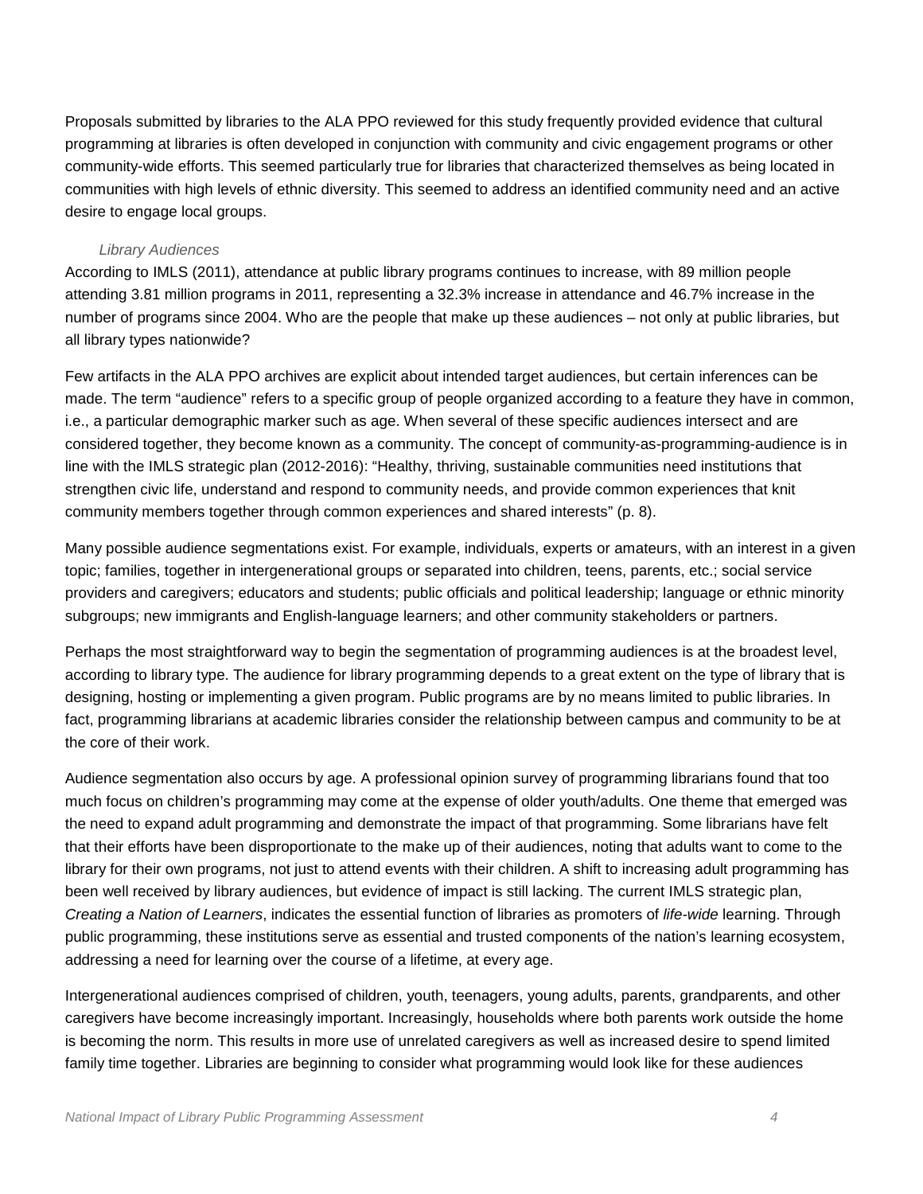Proposals submitted by libraries to the ALA PPO reviewed for this study frequently provided evidence that cultural programming at libraries is often developed in conjunction with community and civic engagement programs or other community-wide efforts. This seemed particularly true for libraries that characterized themselves as being located in communities with high levels of ethnic diversity. This seemed to address an identified community need and an active desire to engage local groups.

#### *Library Audiences*

According to IMLS (2011), attendance at public library programs continues to increase, with 89 million people attending 3.81 million programs in 2011, representing a 32.3% increase in attendance and 46.7% increase in the number of programs since 2004. Who are the people that make up these audiences – not only at public libraries, but all library types nationwide?

Few artifacts in the ALA PPO archives are explicit about intended target audiences, but certain inferences can be made. The term "audience" refers to a specific group of people organized according to a feature they have in common, i.e., a particular demographic marker such as age. When several of these specific audiences intersect and are considered together, they become known as a community. The concept of community-as-programming-audience is in line with the IMLS strategic plan (2012-2016): "Healthy, thriving, sustainable communities need institutions that strengthen civic life, understand and respond to community needs, and provide common experiences that knit community members together through common experiences and shared interests" (p. 8).

Many possible audience segmentations exist. For example, individuals, experts or amateurs, with an interest in a given topic; families, together in intergenerational groups or separated into children, teens, parents, etc.; social service providers and caregivers; educators and students; public officials and political leadership; language or ethnic minority subgroups; new immigrants and English-language learners; and other community stakeholders or partners.

Perhaps the most straightforward way to begin the segmentation of programming audiences is at the broadest level, according to library type. The audience for library programming depends to a great extent on the type of library that is designing, hosting or implementing a given program. Public programs are by no means limited to public libraries. In fact, programming librarians at academic libraries consider the relationship between campus and community to be at the core of their work.

Audience segmentation also occurs by age. A professional opinion survey of programming librarians found that too much focus on children's programming may come at the expense of older youth/adults. One theme that emerged was the need to expand adult programming and demonstrate the impact of that programming. Some librarians have felt that their efforts have been disproportionate to the make up of their audiences, noting that adults want to come to the library for their own programs, not just to attend events with their children. A shift to increasing adult programming has been well received by library audiences, but evidence of impact is still lacking. The current IMLS strategic plan, *Creating a Nation of Learners*, indicates the essential function of libraries as promoters of *life-wide* learning. Through public programming, these institutions serve as essential and trusted components of the nation's learning ecosystem, addressing a need for learning over the course of a lifetime, at every age.

Intergenerational audiences comprised of children, youth, teenagers, young adults, parents, grandparents, and other caregivers have become increasingly important. Increasingly, households where both parents work outside the home is becoming the norm. This results in more use of unrelated caregivers as well as increased desire to spend limited family time together. Libraries are beginning to consider what programming would look like for these audiences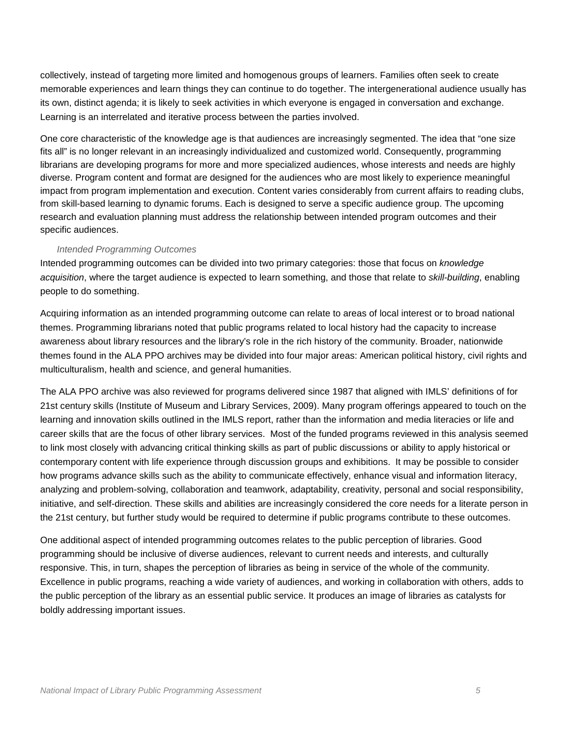collectively, instead of targeting more limited and homogenous groups of learners. Families often seek to create memorable experiences and learn things they can continue to do together. The intergenerational audience usually has its own, distinct agenda; it is likely to seek activities in which everyone is engaged in conversation and exchange. Learning is an interrelated and iterative process between the parties involved.

One core characteristic of the knowledge age is that audiences are increasingly segmented. The idea that "one size fits all" is no longer relevant in an increasingly individualized and customized world. Consequently, programming librarians are developing programs for more and more specialized audiences, whose interests and needs are highly diverse. Program content and format are designed for the audiences who are most likely to experience meaningful impact from program implementation and execution. Content varies considerably from current affairs to reading clubs, from skill-based learning to dynamic forums. Each is designed to serve a specific audience group. The upcoming research and evaluation planning must address the relationship between intended program outcomes and their specific audiences.

#### *Intended Programming Outcomes*

Intended programming outcomes can be divided into two primary categories: those that focus on *knowledge acquisition*, where the target audience is expected to learn something, and those that relate to *skill-building*, enabling people to do something.

Acquiring information as an intended programming outcome can relate to areas of local interest or to broad national themes. Programming librarians noted that public programs related to local history had the capacity to increase awareness about library resources and the library's role in the rich history of the community. Broader, nationwide themes found in the ALA PPO archives may be divided into four major areas: American political history, civil rights and multiculturalism, health and science, and general humanities.

The ALA PPO archive was also reviewed for programs delivered since 1987 that aligned with IMLS' definitions of for 21st century skills (Institute of Museum and Library Services, 2009). Many program offerings appeared to touch on the learning and innovation skills outlined in the IMLS report, rather than the information and media literacies or life and career skills that are the focus of other library services. Most of the funded programs reviewed in this analysis seemed to link most closely with advancing critical thinking skills as part of public discussions or ability to apply historical or contemporary content with life experience through discussion groups and exhibitions. It may be possible to consider how programs advance skills such as the ability to communicate effectively, enhance visual and information literacy, analyzing and problem-solving, collaboration and teamwork, adaptability, creativity, personal and social responsibility, initiative, and self-direction. These skills and abilities are increasingly considered the core needs for a literate person in the 21st century, but further study would be required to determine if public programs contribute to these outcomes.

One additional aspect of intended programming outcomes relates to the public perception of libraries. Good programming should be inclusive of diverse audiences, relevant to current needs and interests, and culturally responsive. This, in turn, shapes the perception of libraries as being in service of the whole of the community. Excellence in public programs, reaching a wide variety of audiences, and working in collaboration with others, adds to the public perception of the library as an essential public service. It produces an image of libraries as catalysts for boldly addressing important issues.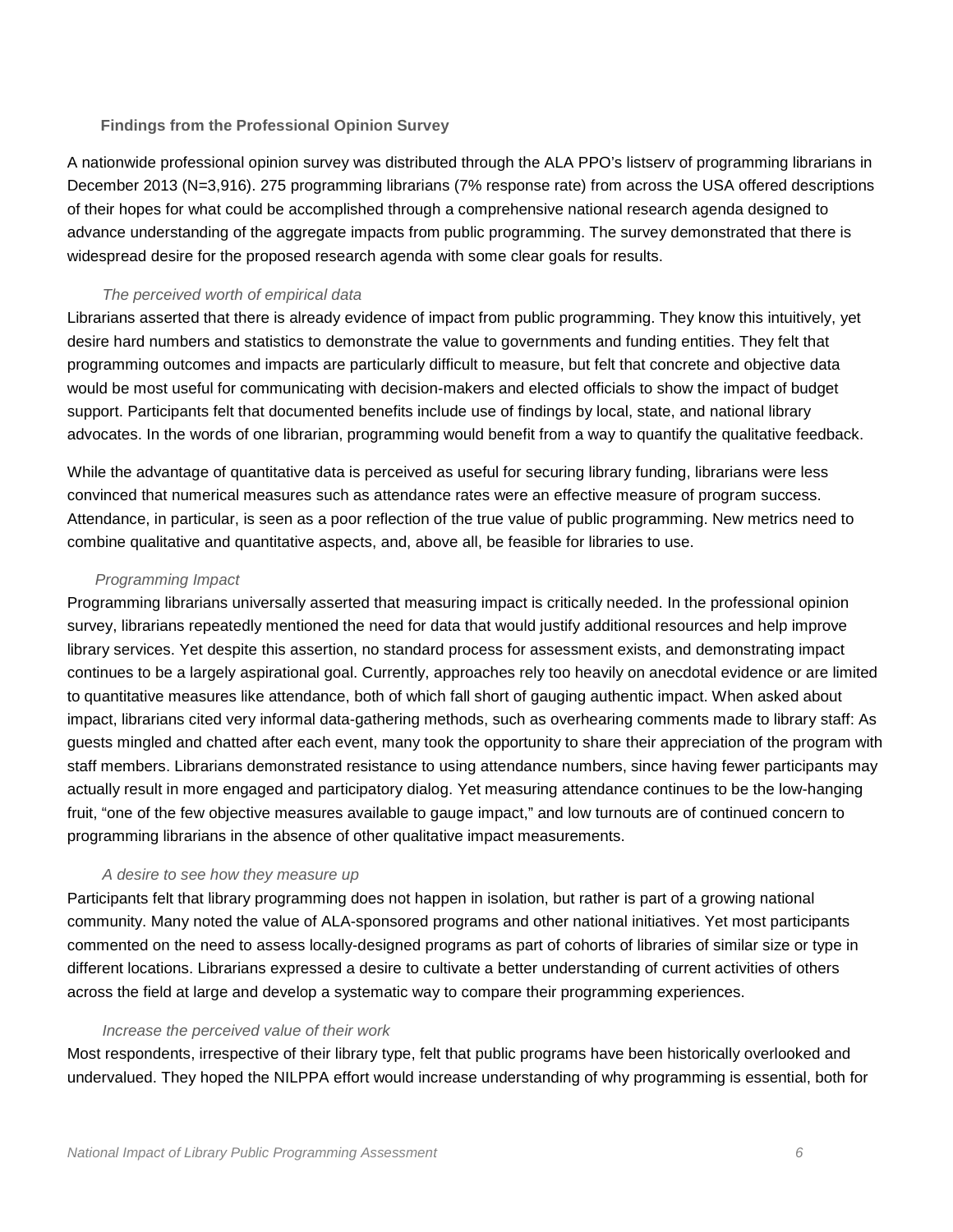### Findings from the Professional Opinion Survey

A nationwide professional opinion survey was distributed through the ALA PPO's listserv of programming librarians in December 2013 (N=3,916). 275 programming librarians (7% response rate) from across the USA offered descriptions of their hopes for what could be accomplished through a comprehensive national research agenda designed to advance understanding of the aggregate impacts from public programming. The survey demonstrated that there is widespread desire for the proposed research agenda with some clear goals for results.

#### *The perceived worth of empirical data*

Librarians asserted that there is already evidence of impact from public programming. They know this intuitively, yet desire hard numbers and statistics to demonstrate the value to governments and funding entities. They felt that programming outcomes and impacts are particularly difficult to measure, but felt that concrete and objective data would be most useful for communicating with decision-makers and elected officials to show the impact of budget support. Participants felt that documented benefits include use of findings by local, state, and national library advocates. In the words of one librarian, programming would benefit from a way to quantify the qualitative feedback.

While the advantage of quantitative data is perceived as useful for securing library funding, librarians were less convinced that numerical measures such as attendance rates were an effective measure of program success. Attendance, in particular, is seen as a poor reflection of the true value of public programming. New metrics need to combine qualitative and quantitative aspects, and, above all, be feasible for libraries to use.

#### *Programming Impact*

Programming librarians universally asserted that measuring impact is critically needed. In the professional opinion survey, librarians repeatedly mentioned the need for data that would justify additional resources and help improve library services. Yet despite this assertion, no standard process for assessment exists, and demonstrating impact continues to be a largely aspirational goal. Currently, approaches rely too heavily on anecdotal evidence or are limited to quantitative measures like attendance, both of which fall short of gauging authentic impact. When asked about impact, librarians cited very informal data-gathering methods, such as overhearing comments made to library staff: As guests mingled and chatted after each event, many took the opportunity to share their appreciation of the program with staff members. Librarians demonstrated resistance to using attendance numbers, since having fewer participants may actually result in more engaged and participatory dialog. Yet measuring attendance continues to be the low-hanging fruit, "one of the few objective measures available to gauge impact," and low turnouts are of continued concern to programming librarians in the absence of other qualitative impact measurements.

#### *A desire to see how they measure up*

Participants felt that library programming does not happen in isolation, but rather is part of a growing national community. Many noted the value of ALA-sponsored programs and other national initiatives. Yet most participants commented on the need to assess locally-designed programs as part of cohorts of libraries of similar size or type in different locations. Librarians expressed a desire to cultivate a better understanding of current activities of others across the field at large and develop a systematic way to compare their programming experiences.

#### *Increase the perceived value of their work*

Most respondents, irrespective of their library type, felt that public programs have been historically overlooked and undervalued. They hoped the NILPPA effort would increase understanding of why programming is essential, both for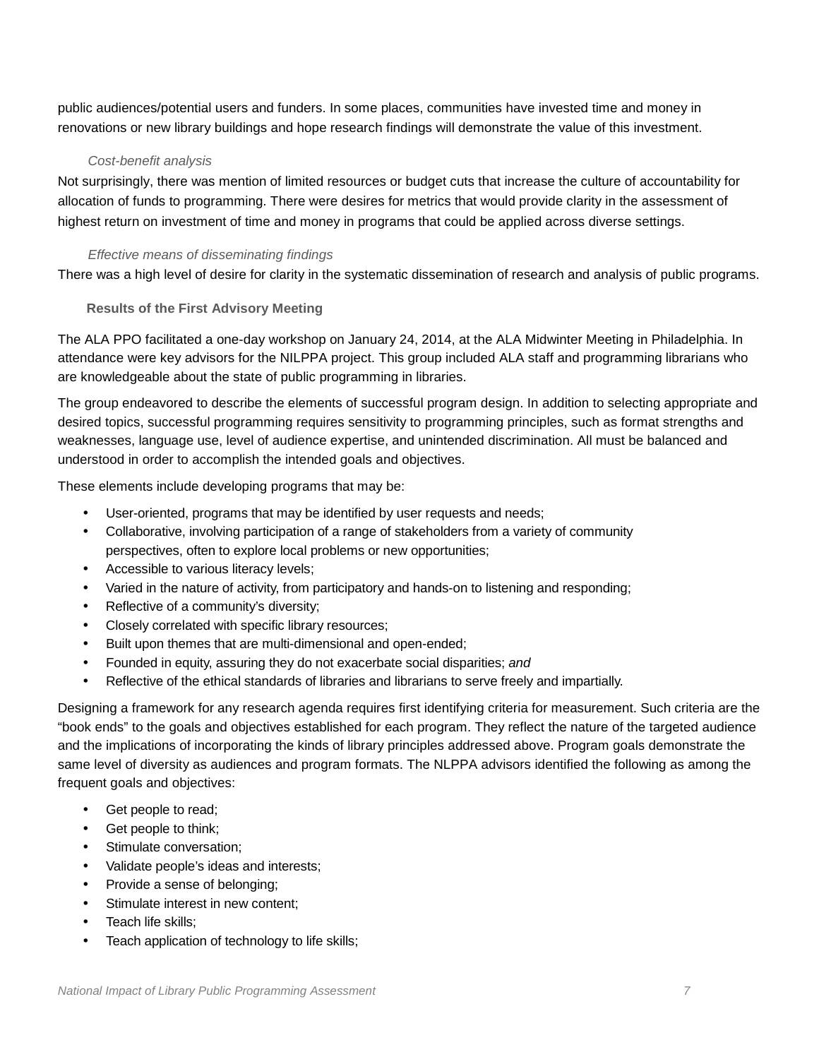public audiences/potential users and funders. In some places, communities have invested time and money in renovations or new library buildings and hope research findings will demonstrate the value of this investment.

#### *Cost-benefit analysis*

Not surprisingly, there was mention of limited resources or budget cuts that increase the culture of accountability for allocation of funds to programming. There were desires for metrics that would provide clarity in the assessment of highest return on investment of time and money in programs that could be applied across diverse settings.

#### *Effective means of disseminating findings*

There was a high level of desire for clarity in the systematic dissemination of research and analysis of public programs.

### Results of the First Advisory Meeting

The ALA PPO facilitated a one-day workshop on January 24, 2014, at the ALA Midwinter Meeting in Philadelphia. In attendance were key advisors for the NILPPA project. This group included ALA staff and programming librarians who are knowledgeable about the state of public programming in libraries.

The group endeavored to describe the elements of successful program design. In addition to selecting appropriate and desired topics, successful programming requires sensitivity to programming principles, such as format strengths and weaknesses, language use, level of audience expertise, and unintended discrimination. All must be balanced and understood in order to accomplish the intended goals and objectives.

These elements include developing programs that may be:

- User-oriented, programs that may be identified by user requests and needs;
- Collaborative, involving participation of a range of stakeholders from a variety of community perspectives, often to explore local problems or new opportunities;
- Accessible to various literacy levels;
- Varied in the nature of activity, from participatory and hands-on to listening and responding;
- Reflective of a community's diversity;
- Closely correlated with specific library resources;
- Built upon themes that are multi-dimensional and open-ended;
- Founded in equity, assuring they do not exacerbate social disparities; *and*
- Reflective of the ethical standards of libraries and librarians to serve freely and impartially.

Designing a framework for any research agenda requires first identifying criteria for measurement. Such criteria are the "book ends" to the goals and objectives established for each program. They reflect the nature of the targeted audience and the implications of incorporating the kinds of library principles addressed above. Program goals demonstrate the same level of diversity as audiences and program formats. The NLPPA advisors identified the following as among the frequent goals and objectives:

- Get people to read;
- Get people to think;
- Stimulate conversation;
- Validate people's ideas and interests;
- Provide a sense of belonging;
- Stimulate interest in new content;
- Teach life skills;
- Teach application of technology to life skills;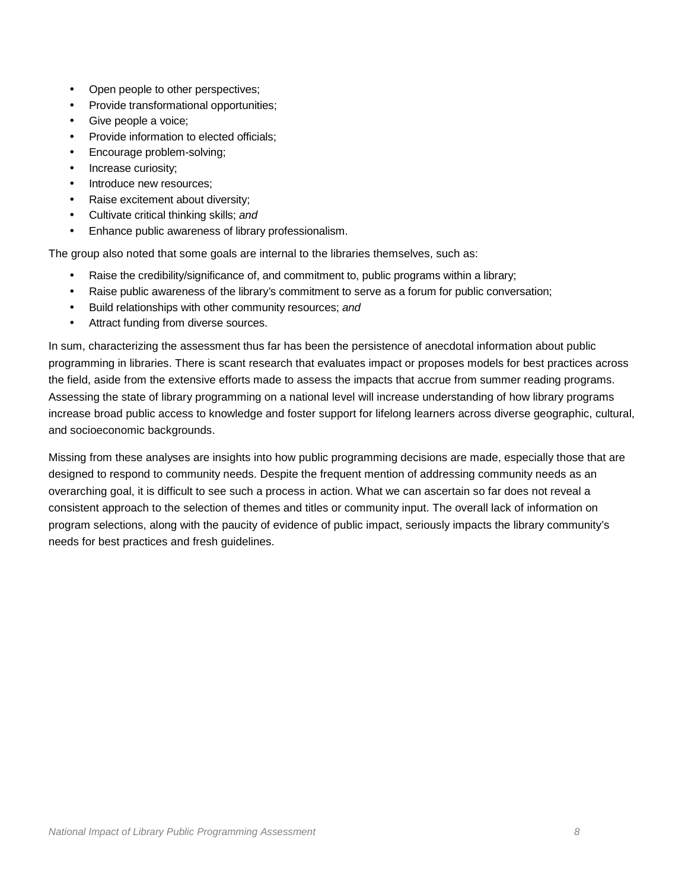- Open people to other perspectives;
- Provide transformational opportunities;
- Give people a voice;
- Provide information to elected officials;
- Encourage problem-solving;
- Increase curiosity;
- Introduce new resources;
- Raise excitement about diversity;
- Cultivate critical thinking skills; *and*
- Enhance public awareness of library professionalism.

The group also noted that some goals are internal to the libraries themselves, such as:

- Raise the credibility/significance of, and commitment to, public programs within a library;
- Raise public awareness of the library's commitment to serve as a forum for public conversation;
- Build relationships with other community resources; *and*
- Attract funding from diverse sources.

In sum, characterizing the assessment thus far has been the persistence of anecdotal information about public programming in libraries. There is scant research that evaluates impact or proposes models for best practices across the field, aside from the extensive efforts made to assess the impacts that accrue from summer reading programs. Assessing the state of library programming on a national level will increase understanding of how library programs increase broad public access to knowledge and foster support for lifelong learners across diverse geographic, cultural, and socioeconomic backgrounds.

Missing from these analyses are insights into how public programming decisions are made, especially those that are designed to respond to community needs. Despite the frequent mention of addressing community needs as an overarching goal, it is difficult to see such a process in action. What we can ascertain so far does not reveal a consistent approach to the selection of themes and titles or community input. The overall lack of information on program selections, along with the paucity of evidence of public impact, seriously impacts the library community's needs for best practices and fresh guidelines.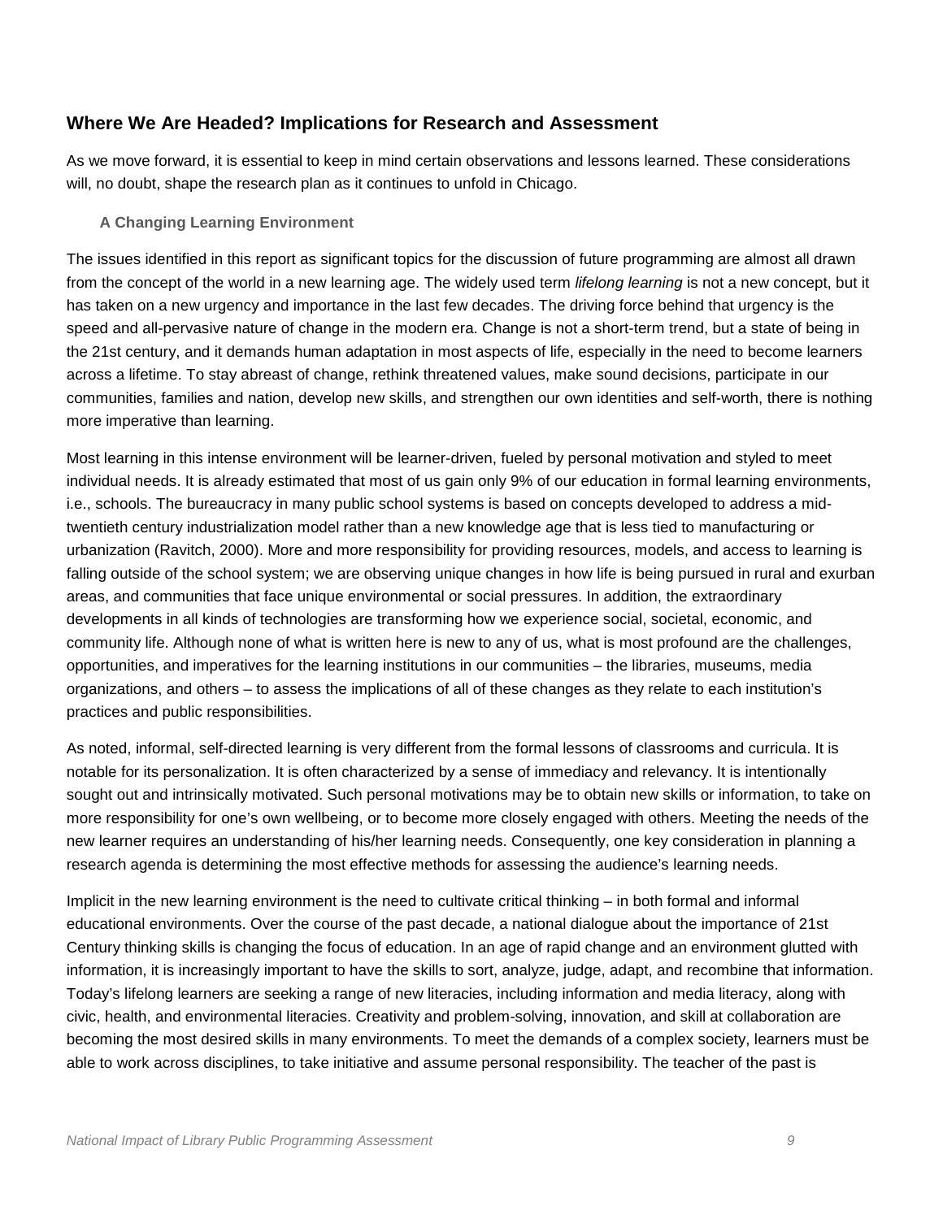## Where We Are Headed? Implications for Research and Assessment

As we move forward, it is essential to keep in mind certain observations and lessons learned. These considerations will, no doubt, shape the research plan as it continues to unfold in Chicago.

### A Changing Learning Environment

The issues identified in this report as significant topics for the discussion of future programming are almost all drawn from the concept of the world in a new learning age. The widely used term *lifelong learning* is not a new concept, but it has taken on a new urgency and importance in the last few decades. The driving force behind that urgency is the speed and all-pervasive nature of change in the modern era. Change is not a short-term trend, but a state of being in the 21st century, and it demands human adaptation in most aspects of life, especially in the need to become learners across a lifetime. To stay abreast of change, rethink threatened values, make sound decisions, participate in our communities, families and nation, develop new skills, and strengthen our own identities and self-worth, there is nothing more imperative than learning.

Most learning in this intense environment will be learner-driven, fueled by personal motivation and styled to meet individual needs. It is already estimated that most of us gain only 9% of our education in formal learning environments, i.e., schools. The bureaucracy in many public school systems is based on concepts developed to address a mid-twentieth century industrialization model rather than a new knowledge age that is less tied to manufacturing or urbanization (Ravitch, 2000). More and more responsibility for providing resources, models, and access to learning is falling outside of the school system; we are observing unique changes in how life is being pursued in rural and exurban areas, and communities that face unique environmental or social pressures. In addition, the extraordinary developments in all kinds of technologies are transforming how we experience social, societal, economic, and community life. Although none of what is written here is new to any of us, what is most profound are the challenges, opportunities, and imperatives for the learning institutions in our communities – the libraries, museums, media organizations, and others – to assess the implications of all of these changes as they relate to each institution's practices and public responsibilities.

As noted, informal, self-directed learning is very different from the formal lessons of classrooms and curricula. It is notable for its personalization. It is often characterized by a sense of immediacy and relevancy. It is intentionally sought out and intrinsically motivated. Such personal motivations may be to obtain new skills or information, to take on more responsibility for one's own wellbeing, or to become more closely engaged with others. Meeting the needs of the new learner requires an understanding of his/her learning needs. Consequently, one key consideration in planning a research agenda is determining the most effective methods for assessing the audience's learning needs.

Implicit in the new learning environment is the need to cultivate critical thinking – in both formal and informal educational environments. Over the course of the past decade, a national dialogue about the importance of 21st Century thinking skills is changing the focus of education. In an age of rapid change and an environment glutted with information, it is increasingly important to have the skills to sort, analyze, judge, adapt, and recombine that information. Today's lifelong learners are seeking a range of new literacies, including information and media literacy, along with civic, health, and environmental literacies. Creativity and problem-solving, innovation, and skill at collaboration are becoming the most desired skills in many environments. To meet the demands of a complex society, learners must be able to work across disciplines, to take initiative and assume personal responsibility. The teacher of the past is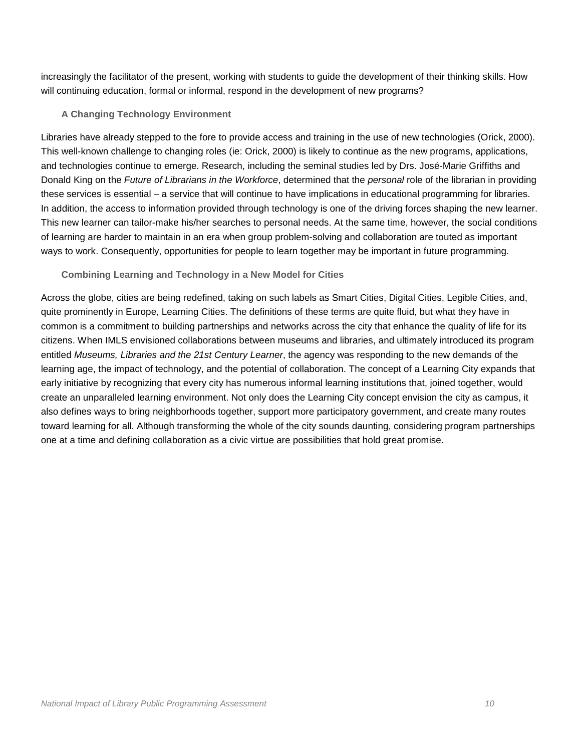increasingly the facilitator of the present, working with students to guide the development of their thinking skills. How will continuing education, formal or informal, respond in the development of new programs?

### A Changing Technology Environment

Libraries have already stepped to the fore to provide access and training in the use of new technologies (Orick, 2000). This well-known challenge to changing roles (ie: Orick, 2000) is likely to continue as the new programs, applications, and technologies continue to emerge. Research, including the seminal studies led by Drs. José-Marie Griffiths and Donald King on the *Future of Librarians in the Workforce*, determined that the *personal* role of the librarian in providing these services is essential – a service that will continue to have implications in educational programming for libraries. In addition, the access to information provided through technology is one of the driving forces shaping the new learner. This new learner can tailor-make his/her searches to personal needs. At the same time, however, the social conditions of learning are harder to maintain in an era when group problem-solving and collaboration are touted as important ways to work. Consequently, opportunities for people to learn together may be important in future programming.

### Combining Learning and Technology in a New Model for Cities

Across the globe, cities are being redefined, taking on such labels as Smart Cities, Digital Cities, Legible Cities, and, quite prominently in Europe, Learning Cities. The definitions of these terms are quite fluid, but what they have in common is a commitment to building partnerships and networks across the city that enhance the quality of life for its citizens. When IMLS envisioned collaborations between museums and libraries, and ultimately introduced its program entitled *Museums, Libraries and the 21st Century Learner*, the agency was responding to the new demands of the learning age, the impact of technology, and the potential of collaboration. The concept of a Learning City expands that early initiative by recognizing that every city has numerous informal learning institutions that, joined together, would create an unparalleled learning environment. Not only does the Learning City concept envision the city as campus, it also defines ways to bring neighborhoods together, support more participatory government, and create many routes toward learning for all. Although transforming the whole of the city sounds daunting, considering program partnerships one at a time and defining collaboration as a civic virtue are possibilities that hold great promise.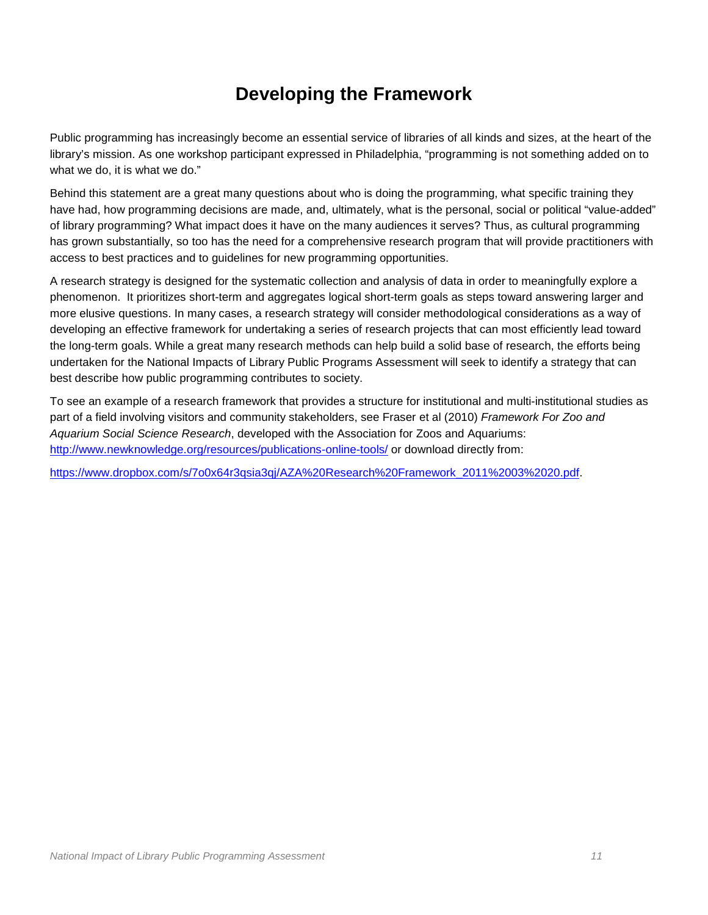# Developing the Framework

Public programming has increasingly become an essential service of libraries of all kinds and sizes, at the heart of the library's mission. As one workshop participant expressed in Philadelphia, "programming is not something added on to what we do, it is what we do."

Behind this statement are a great many questions about who is doing the programming, what specific training they have had, how programming decisions are made, and, ultimately, what is the personal, social or political "value-added" of library programming? What impact does it have on the many audiences it serves? Thus, as cultural programming has grown substantially, so too has the need for a comprehensive research program that will provide practitioners with access to best practices and to guidelines for new programming opportunities.

A research strategy is designed for the systematic collection and analysis of data in order to meaningfully explore a phenomenon. It prioritizes short-term and aggregates logical short-term goals as steps toward answering larger and more elusive questions. In many cases, a research strategy will consider methodological considerations as a way of developing an effective framework for undertaking a series of research projects that can most efficiently lead toward the long-term goals. While a great many research methods can help build a solid base of research, the efforts being undertaken for the National Impacts of Library Public Programs Assessment will seek to identify a strategy that can best describe how public programming contributes to society.

To see an example of a research framework that provides a structure for institutional and multi-institutional studies as part of a field involving visitors and community stakeholders, see Fraser et al (2010) *Framework For Zoo and Aquarium Social Science Research*, developed with the Association for Zoos and Aquariums: [http://www.newknowledge.org/resources/publications-online-tools/](http://www.newknowledge.org/resources/publications-online-tools/) or download directly from:

[https://www.dropbox.com/s/7o0x64r3qsia3qj/AZA%20Research%20Framework_2011%2003%2020.pdf](https://www.dropbox.com/s/7o0x64r3qsia3qj/AZA%20Research%20Framework_2011%2003%2020.pdf).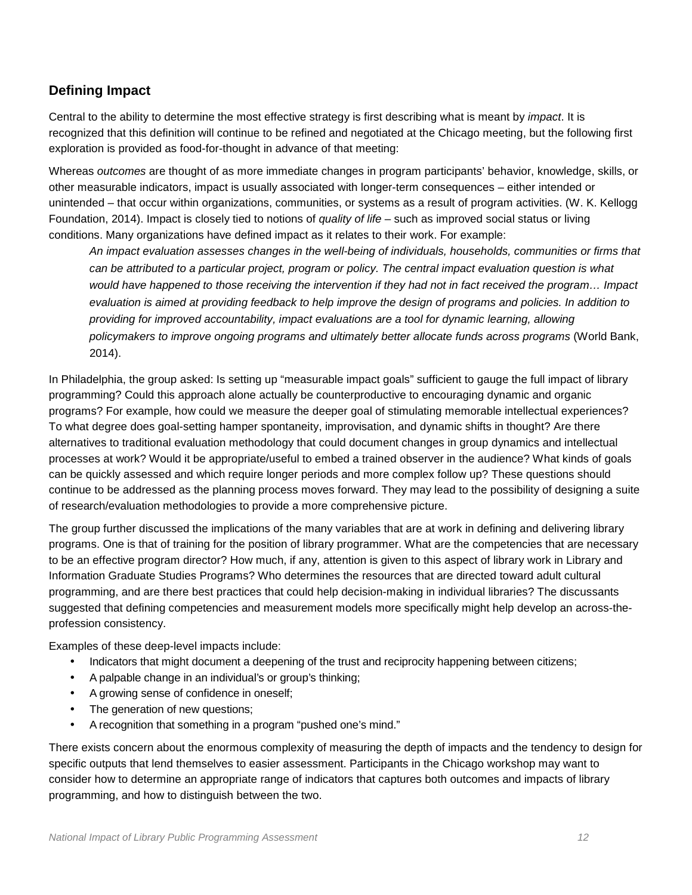## Defining Impact

Central to the ability to determine the most effective strategy is first describing what is meant by *impact*. It is recognized that this definition will continue to be refined and negotiated at the Chicago meeting, but the following first exploration is provided as food-for-thought in advance of that meeting:

Whereas *outcomes* are thought of as more immediate changes in program participants' behavior, knowledge, skills, or other measurable indicators, impact is usually associated with longer-term consequences – either intended or unintended – that occur within organizations, communities, or systems as a result of program activities. (W. K. Kellogg Foundation, 2014). Impact is closely tied to notions of *quality of life* – such as improved social status or living conditions. Many organizations have defined impact as it relates to their work. For example:

> *An impact evaluation assesses changes in the well-being of individuals, households, communities or firms that can be attributed to a particular project, program or policy. The central impact evaluation question is what would have happened to those receiving the intervention if they had not in fact received the program… Impact evaluation is aimed at providing feedback to help improve the design of programs and policies. In addition to providing for improved accountability, impact evaluations are a tool for dynamic learning, allowing policymakers to improve ongoing programs and ultimately better allocate funds across programs* (World Bank, 2014).

In Philadelphia, the group asked: Is setting up "measurable impact goals" sufficient to gauge the full impact of library programming? Could this approach alone actually be counterproductive to encouraging dynamic and organic programs? For example, how could we measure the deeper goal of stimulating memorable intellectual experiences? To what degree does goal-setting hamper spontaneity, improvisation, and dynamic shifts in thought? Are there alternatives to traditional evaluation methodology that could document changes in group dynamics and intellectual processes at work? Would it be appropriate/useful to embed a trained observer in the audience? What kinds of goals can be quickly assessed and which require longer periods and more complex follow up? These questions should continue to be addressed as the planning process moves forward. They may lead to the possibility of designing a suite of research/evaluation methodologies to provide a more comprehensive picture.

The group further discussed the implications of the many variables that are at work in defining and delivering library programs. One is that of training for the position of library programmer. What are the competencies that are necessary to be an effective program director? How much, if any, attention is given to this aspect of library work in Library and Information Graduate Studies Programs? Who determines the resources that are directed toward adult cultural programming, and are there best practices that could help decision-making in individual libraries? The discussants suggested that defining competencies and measurement models more specifically might help develop an across-the-profession consistency.

Examples of these deep-level impacts include:

- Indicators that might document a deepening of the trust and reciprocity happening between citizens;
- A palpable change in an individual's or group's thinking;
- A growing sense of confidence in oneself;
- The generation of new questions;
- A recognition that something in a program "pushed one's mind."

There exists concern about the enormous complexity of measuring the depth of impacts and the tendency to design for specific outputs that lend themselves to easier assessment. Participants in the Chicago workshop may want to consider how to determine an appropriate range of indicators that captures both outcomes and impacts of library programming, and how to distinguish between the two.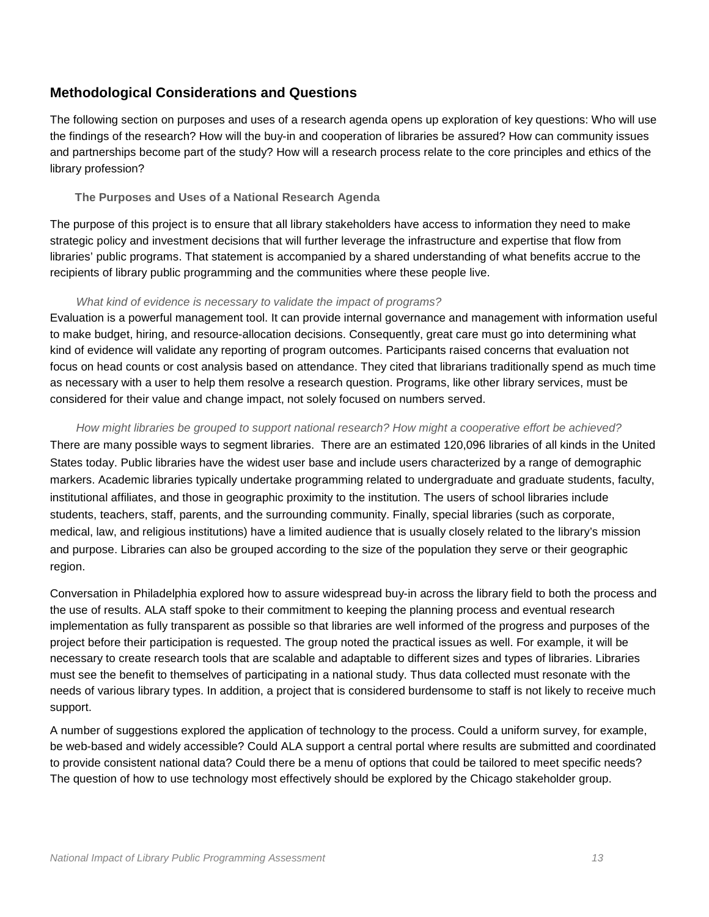## Methodological Considerations and Questions

The following section on purposes and uses of a research agenda opens up exploration of key questions: Who will use the findings of the research? How will the buy-in and cooperation of libraries be assured? How can community issues and partnerships become part of the study? How will a research process relate to the core principles and ethics of the library profession?

### The Purposes and Uses of a National Research Agenda

The purpose of this project is to ensure that all library stakeholders have access to information they need to make strategic policy and investment decisions that will further leverage the infrastructure and expertise that flow from libraries' public programs. That statement is accompanied by a shared understanding of what benefits accrue to the recipients of library public programming and the communities where these people live.

*What kind of evidence is necessary to validate the impact of programs?*

Evaluation is a powerful management tool. It can provide internal governance and management with information useful to make budget, hiring, and resource-allocation decisions. Consequently, great care must go into determining what kind of evidence will validate any reporting of program outcomes. Participants raised concerns that evaluation not focus on head counts or cost analysis based on attendance. They cited that librarians traditionally spend as much time as necessary with a user to help them resolve a research question. Programs, like other library services, must be considered for their value and change impact, not solely focused on numbers served.

*How might libraries be grouped to support national research? How might a cooperative effort be achieved?*

There are many possible ways to segment libraries. There are an estimated 120,096 libraries of all kinds in the United States today. Public libraries have the widest user base and include users characterized by a range of demographic markers. Academic libraries typically undertake programming related to undergraduate and graduate students, faculty, institutional affiliates, and those in geographic proximity to the institution. The users of school libraries include students, teachers, staff, parents, and the surrounding community. Finally, special libraries (such as corporate, medical, law, and religious institutions) have a limited audience that is usually closely related to the library's mission and purpose. Libraries can also be grouped according to the size of the population they serve or their geographic region.

Conversation in Philadelphia explored how to assure widespread buy-in across the library field to both the process and the use of results. ALA staff spoke to their commitment to keeping the planning process and eventual research implementation as fully transparent as possible so that libraries are well informed of the progress and purposes of the project before their participation is requested. The group noted the practical issues as well. For example, it will be necessary to create research tools that are scalable and adaptable to different sizes and types of libraries. Libraries must see the benefit to themselves of participating in a national study. Thus data collected must resonate with the needs of various library types. In addition, a project that is considered burdensome to staff is not likely to receive much support.

A number of suggestions explored the application of technology to the process. Could a uniform survey, for example, be web-based and widely accessible? Could ALA support a central portal where results are submitted and coordinated to provide consistent national data? Could there be a menu of options that could be tailored to meet specific needs? The question of how to use technology most effectively should be explored by the Chicago stakeholder group.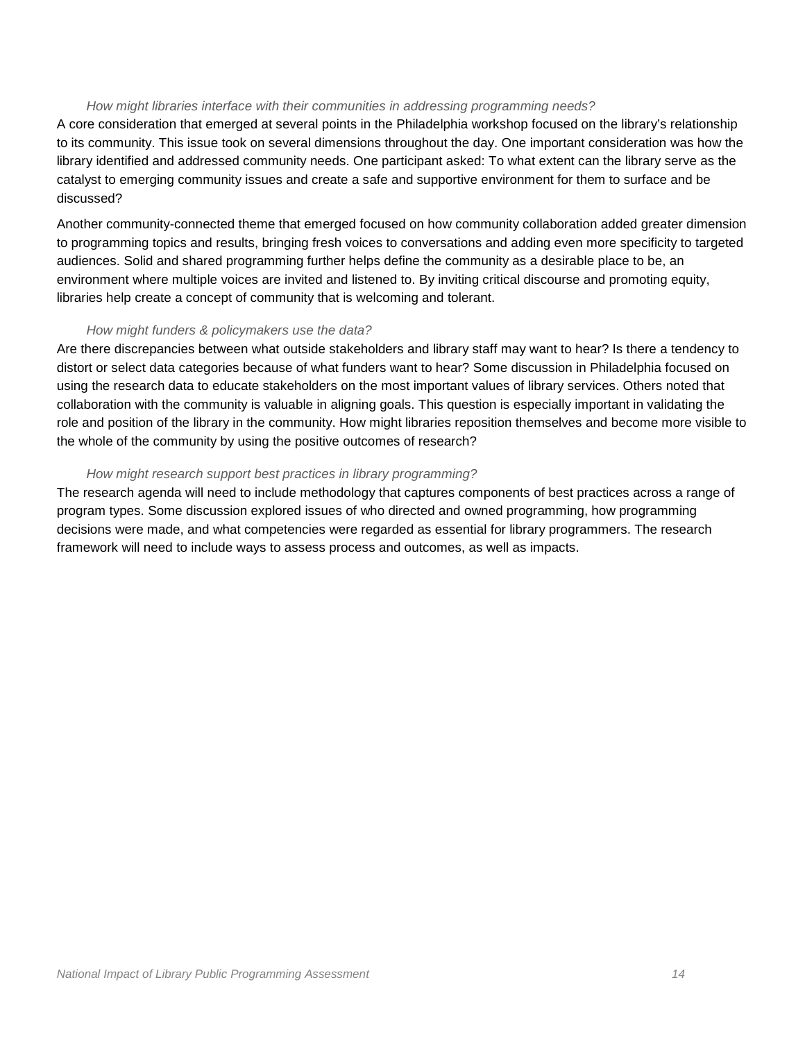*How might libraries interface with their communities in addressing programming needs?*

A core consideration that emerged at several points in the Philadelphia workshop focused on the library's relationship to its community. This issue took on several dimensions throughout the day. One important consideration was how the library identified and addressed community needs. One participant asked: To what extent can the library serve as the catalyst to emerging community issues and create a safe and supportive environment for them to surface and be discussed?

Another community-connected theme that emerged focused on how community collaboration added greater dimension to programming topics and results, bringing fresh voices to conversations and adding even more specificity to targeted audiences. Solid and shared programming further helps define the community as a desirable place to be, an environment where multiple voices are invited and listened to. By inviting critical discourse and promoting equity, libraries help create a concept of community that is welcoming and tolerant.

*How might funders & policymakers use the data?*

Are there discrepancies between what outside stakeholders and library staff may want to hear? Is there a tendency to distort or select data categories because of what funders want to hear? Some discussion in Philadelphia focused on using the research data to educate stakeholders on the most important values of library services. Others noted that collaboration with the community is valuable in aligning goals. This question is especially important in validating the role and position of the library in the community. How might libraries reposition themselves and become more visible to the whole of the community by using the positive outcomes of research?

*How might research support best practices in library programming?*

The research agenda will need to include methodology that captures components of best practices across a range of program types. Some discussion explored issues of who directed and owned programming, how programming decisions were made, and what competencies were regarded as essential for library programmers. The research framework will need to include ways to assess process and outcomes, as well as impacts.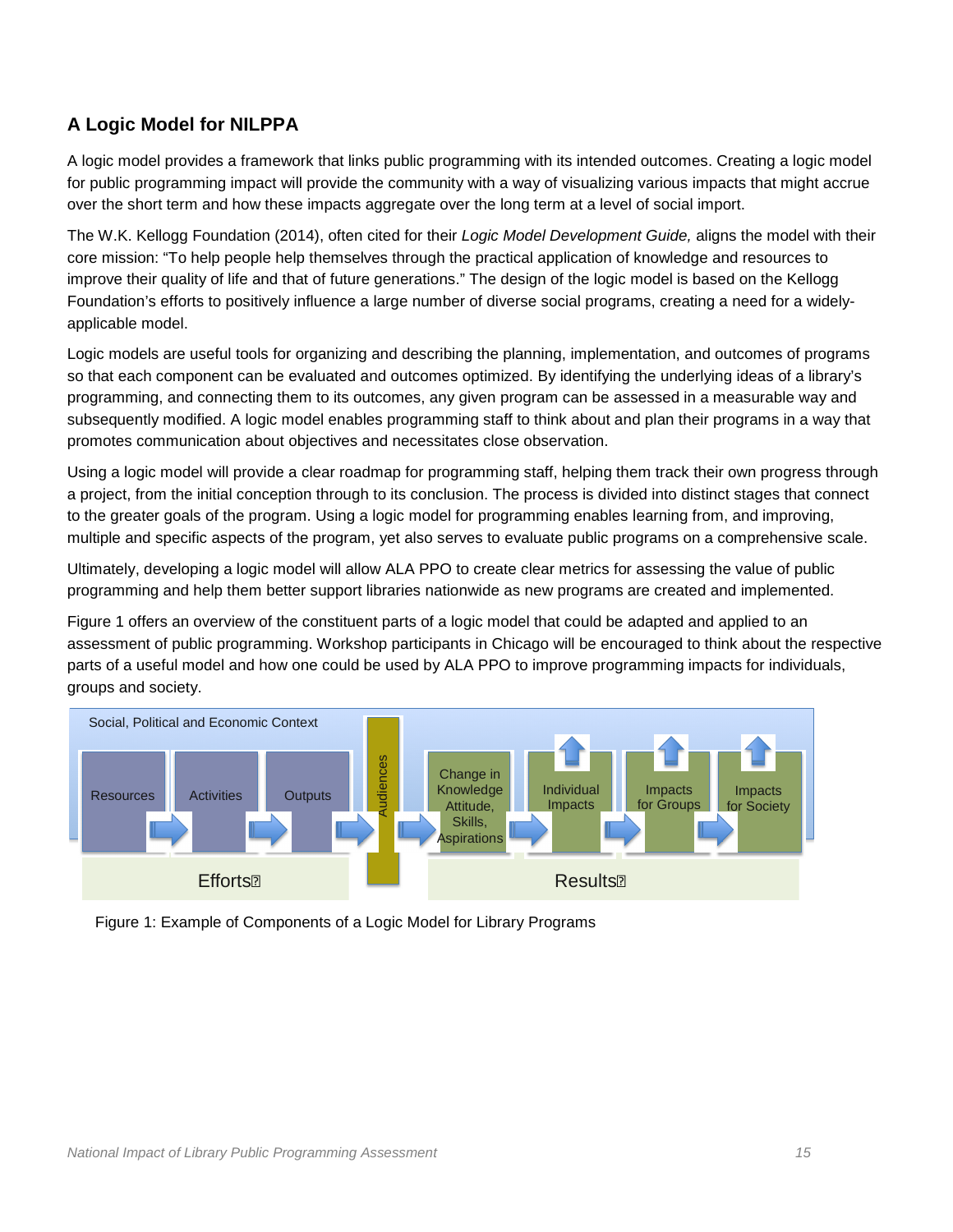## A Logic Model for NILPPA

A logic model provides a framework that links public programming with its intended outcomes. Creating a logic model for public programming impact will provide the community with a way of visualizing various impacts that might accrue over the short term and how these impacts aggregate over the long term at a level of social import.

The W.K. Kellogg Foundation (2014), often cited for their *Logic Model Development Guide,* aligns the model with their core mission: "To help people help themselves through the practical application of knowledge and resources to improve their quality of life and that of future generations." The design of the logic model is based on the Kellogg Foundation's efforts to positively influence a large number of diverse social programs, creating a need for a widely-applicable model.

Logic models are useful tools for organizing and describing the planning, implementation, and outcomes of programs so that each component can be evaluated and outcomes optimized. By identifying the underlying ideas of a library's programming, and connecting them to its outcomes, any given program can be assessed in a measurable way and subsequently modified. A logic model enables programming staff to think about and plan their programs in a way that promotes communication about objectives and necessitates close observation.

Using a logic model will provide a clear roadmap for programming staff, helping them track their own progress through a project, from the initial conception through to its conclusion. The process is divided into distinct stages that connect to the greater goals of the program. Using a logic model for programming enables learning from, and improving, multiple and specific aspects of the program, yet also serves to evaluate public programs on a comprehensive scale.

Ultimately, developing a logic model will allow ALA PPO to create clear metrics for assessing the value of public programming and help them better support libraries nationwide as new programs are created and implemented.

Figure 1 offers an overview of the constituent parts of a logic model that could be adapted and applied to an assessment of public programming. Workshop participants in Chicago will be encouraged to think about the respective parts of a useful model and how one could be used by ALA PPO to improve programming impacts for individuals, groups and society.

Social, Political and Economic Context

Resources → Activities → Outputs → Audiences → Change in Knowledge Attitude, Skills, Aspirations → Individual Impacts → Impacts for Groups → Impacts for Society

Efforts | Results

Figure 1: Example of Components of a Logic Model for Library Programs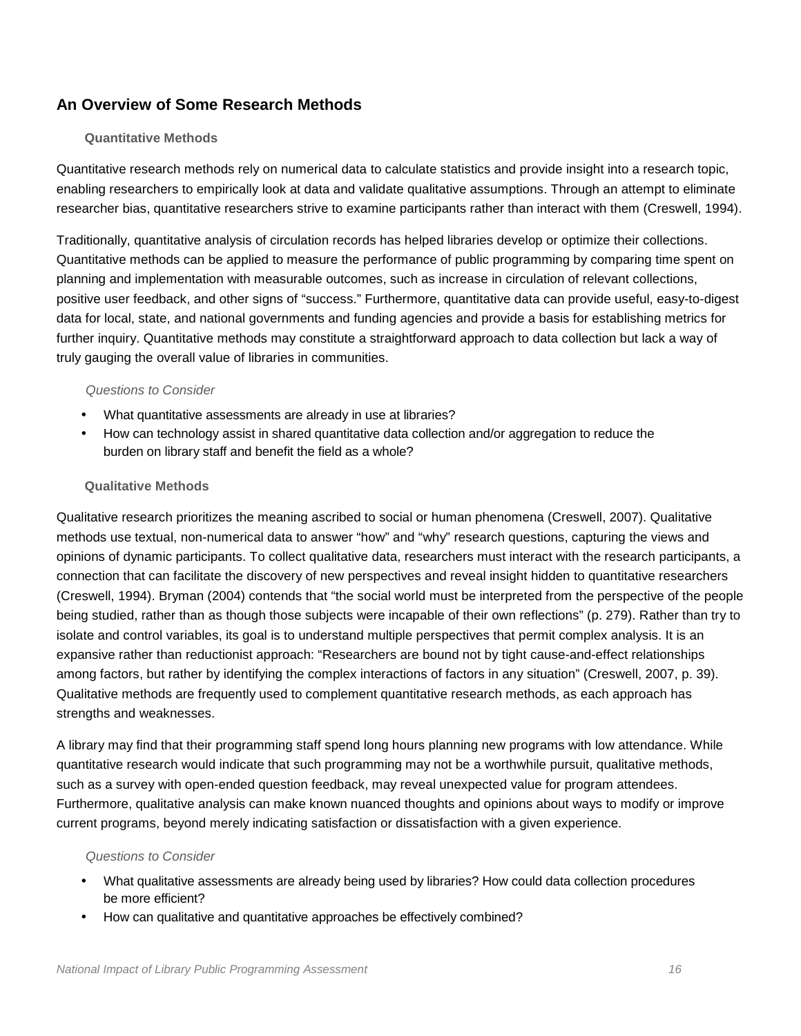## An Overview of Some Research Methods

### Quantitative Methods

Quantitative research methods rely on numerical data to calculate statistics and provide insight into a research topic, enabling researchers to empirically look at data and validate qualitative assumptions. Through an attempt to eliminate researcher bias, quantitative researchers strive to examine participants rather than interact with them (Creswell, 1994).

Traditionally, quantitative analysis of circulation records has helped libraries develop or optimize their collections. Quantitative methods can be applied to measure the performance of public programming by comparing time spent on planning and implementation with measurable outcomes, such as increase in circulation of relevant collections, positive user feedback, and other signs of "success." Furthermore, quantitative data can provide useful, easy-to-digest data for local, state, and national governments and funding agencies and provide a basis for establishing metrics for further inquiry. Quantitative methods may constitute a straightforward approach to data collection but lack a way of truly gauging the overall value of libraries in communities.

*Questions to Consider*

- What quantitative assessments are already in use at libraries?
- How can technology assist in shared quantitative data collection and/or aggregation to reduce the burden on library staff and benefit the field as a whole?

### Qualitative Methods

Qualitative research prioritizes the meaning ascribed to social or human phenomena (Creswell, 2007). Qualitative methods use textual, non-numerical data to answer "how" and "why" research questions, capturing the views and opinions of dynamic participants. To collect qualitative data, researchers must interact with the research participants, a connection that can facilitate the discovery of new perspectives and reveal insight hidden to quantitative researchers (Creswell, 1994). Bryman (2004) contends that "the social world must be interpreted from the perspective of the people being studied, rather than as though those subjects were incapable of their own reflections" (p. 279). Rather than try to isolate and control variables, its goal is to understand multiple perspectives that permit complex analysis. It is an expansive rather than reductionist approach: "Researchers are bound not by tight cause-and-effect relationships among factors, but rather by identifying the complex interactions of factors in any situation" (Creswell, 2007, p. 39). Qualitative methods are frequently used to complement quantitative research methods, as each approach has strengths and weaknesses.

A library may find that their programming staff spend long hours planning new programs with low attendance. While quantitative research would indicate that such programming may not be a worthwhile pursuit, qualitative methods, such as a survey with open-ended question feedback, may reveal unexpected value for program attendees. Furthermore, qualitative analysis can make known nuanced thoughts and opinions about ways to modify or improve current programs, beyond merely indicating satisfaction or dissatisfaction with a given experience.

*Questions to Consider*

- What qualitative assessments are already being used by libraries? How could data collection procedures be more efficient?
- How can qualitative and quantitative approaches be effectively combined?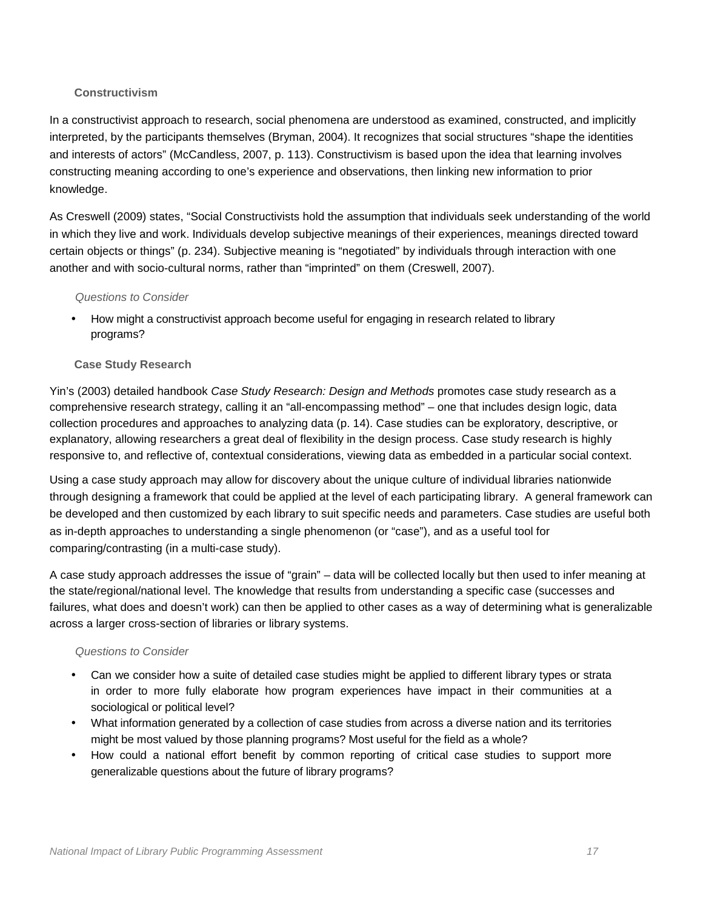### Constructivism

In a constructivist approach to research, social phenomena are understood as examined, constructed, and implicitly interpreted, by the participants themselves (Bryman, 2004). It recognizes that social structures "shape the identities and interests of actors" (McCandless, 2007, p. 113). Constructivism is based upon the idea that learning involves constructing meaning according to one's experience and observations, then linking new information to prior knowledge.

As Creswell (2009) states, "Social Constructivists hold the assumption that individuals seek understanding of the world in which they live and work. Individuals develop subjective meanings of their experiences, meanings directed toward certain objects or things" (p. 234). Subjective meaning is "negotiated" by individuals through interaction with one another and with socio-cultural norms, rather than "imprinted" on them (Creswell, 2007).

*Questions to Consider*

- How might a constructivist approach become useful for engaging in research related to library programs?

### Case Study Research

Yin's (2003) detailed handbook *Case Study Research: Design and Methods* promotes case study research as a comprehensive research strategy, calling it an "all-encompassing method" – one that includes design logic, data collection procedures and approaches to analyzing data (p. 14). Case studies can be exploratory, descriptive, or explanatory, allowing researchers a great deal of flexibility in the design process. Case study research is highly responsive to, and reflective of, contextual considerations, viewing data as embedded in a particular social context.

Using a case study approach may allow for discovery about the unique culture of individual libraries nationwide through designing a framework that could be applied at the level of each participating library. A general framework can be developed and then customized by each library to suit specific needs and parameters. Case studies are useful both as in-depth approaches to understanding a single phenomenon (or "case"), and as a useful tool for comparing/contrasting (in a multi-case study).

A case study approach addresses the issue of "grain" – data will be collected locally but then used to infer meaning at the state/regional/national level. The knowledge that results from understanding a specific case (successes and failures, what does and doesn't work) can then be applied to other cases as a way of determining what is generalizable across a larger cross-section of libraries or library systems.

*Questions to Consider*

- Can we consider how a suite of detailed case studies might be applied to different library types or strata in order to more fully elaborate how program experiences have impact in their communities at a sociological or political level?
- What information generated by a collection of case studies from across a diverse nation and its territories might be most valued by those planning programs? Most useful for the field as a whole?
- How could a national effort benefit by common reporting of critical case studies to support more generalizable questions about the future of library programs?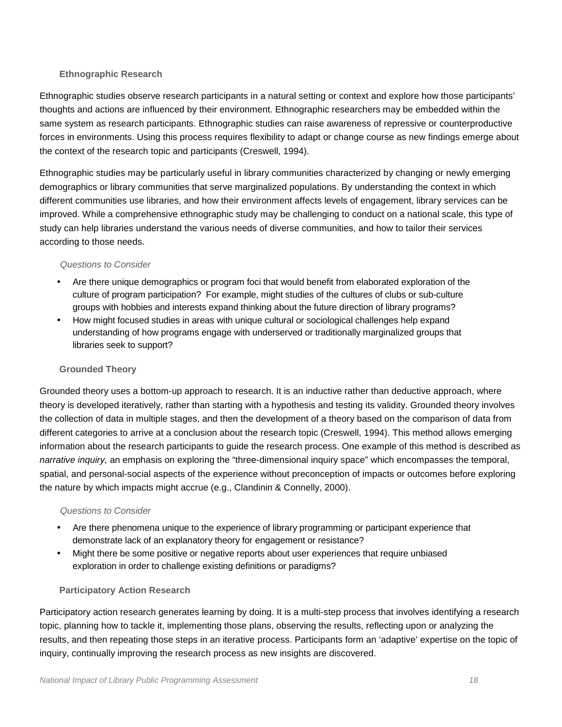### Ethnographic Research

Ethnographic studies observe research participants in a natural setting or context and explore how those participants' thoughts and actions are influenced by their environment. Ethnographic researchers may be embedded within the same system as research participants. Ethnographic studies can raise awareness of repressive or counterproductive forces in environments. Using this process requires flexibility to adapt or change course as new findings emerge about the context of the research topic and participants (Creswell, 1994).

Ethnographic studies may be particularly useful in library communities characterized by changing or newly emerging demographics or library communities that serve marginalized populations. By understanding the context in which different communities use libraries, and how their environment affects levels of engagement, library services can be improved. While a comprehensive ethnographic study may be challenging to conduct on a national scale, this type of study can help libraries understand the various needs of diverse communities, and how to tailor their services according to those needs.

*Questions to Consider*

- Are there unique demographics or program foci that would benefit from elaborated exploration of the culture of program participation? For example, might studies of the cultures of clubs or sub-culture groups with hobbies and interests expand thinking about the future direction of library programs?
- How might focused studies in areas with unique cultural or sociological challenges help expand understanding of how programs engage with underserved or traditionally marginalized groups that libraries seek to support?

### Grounded Theory

Grounded theory uses a bottom-up approach to research. It is an inductive rather than deductive approach, where theory is developed iteratively, rather than starting with a hypothesis and testing its validity. Grounded theory involves the collection of data in multiple stages, and then the development of a theory based on the comparison of data from different categories to arrive at a conclusion about the research topic (Creswell, 1994). This method allows emerging information about the research participants to guide the research process. One example of this method is described as *narrative inquiry,* an emphasis on exploring the "three-dimensional inquiry space" which encompasses the temporal, spatial, and personal-social aspects of the experience without preconception of impacts or outcomes before exploring the nature by which impacts might accrue (e.g., Clandinin & Connelly, 2000).

*Questions to Consider*

- Are there phenomena unique to the experience of library programming or participant experience that demonstrate lack of an explanatory theory for engagement or resistance?
- Might there be some positive or negative reports about user experiences that require unbiased exploration in order to challenge existing definitions or paradigms?

### Participatory Action Research

Participatory action research generates learning by doing. It is a multi-step process that involves identifying a research topic, planning how to tackle it, implementing those plans, observing the results, reflecting upon or analyzing the results, and then repeating those steps in an iterative process. Participants form an 'adaptive' expertise on the topic of inquiry, continually improving the research process as new insights are discovered.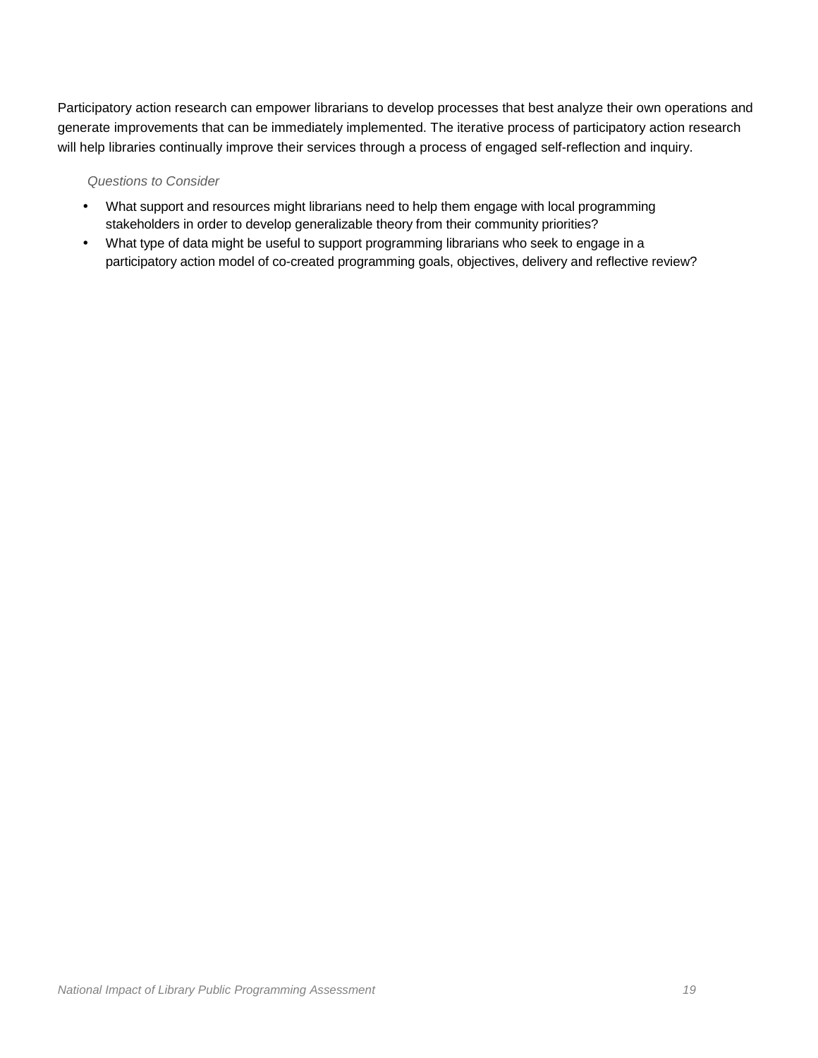Participatory action research can empower librarians to develop processes that best analyze their own operations and generate improvements that can be immediately implemented. The iterative process of participatory action research will help libraries continually improve their services through a process of engaged self-reflection and inquiry.

*Questions to Consider*

- What support and resources might librarians need to help them engage with local programming stakeholders in order to develop generalizable theory from their community priorities?
- What type of data might be useful to support programming librarians who seek to engage in a participatory action model of co-created programming goals, objectives, delivery and reflective review?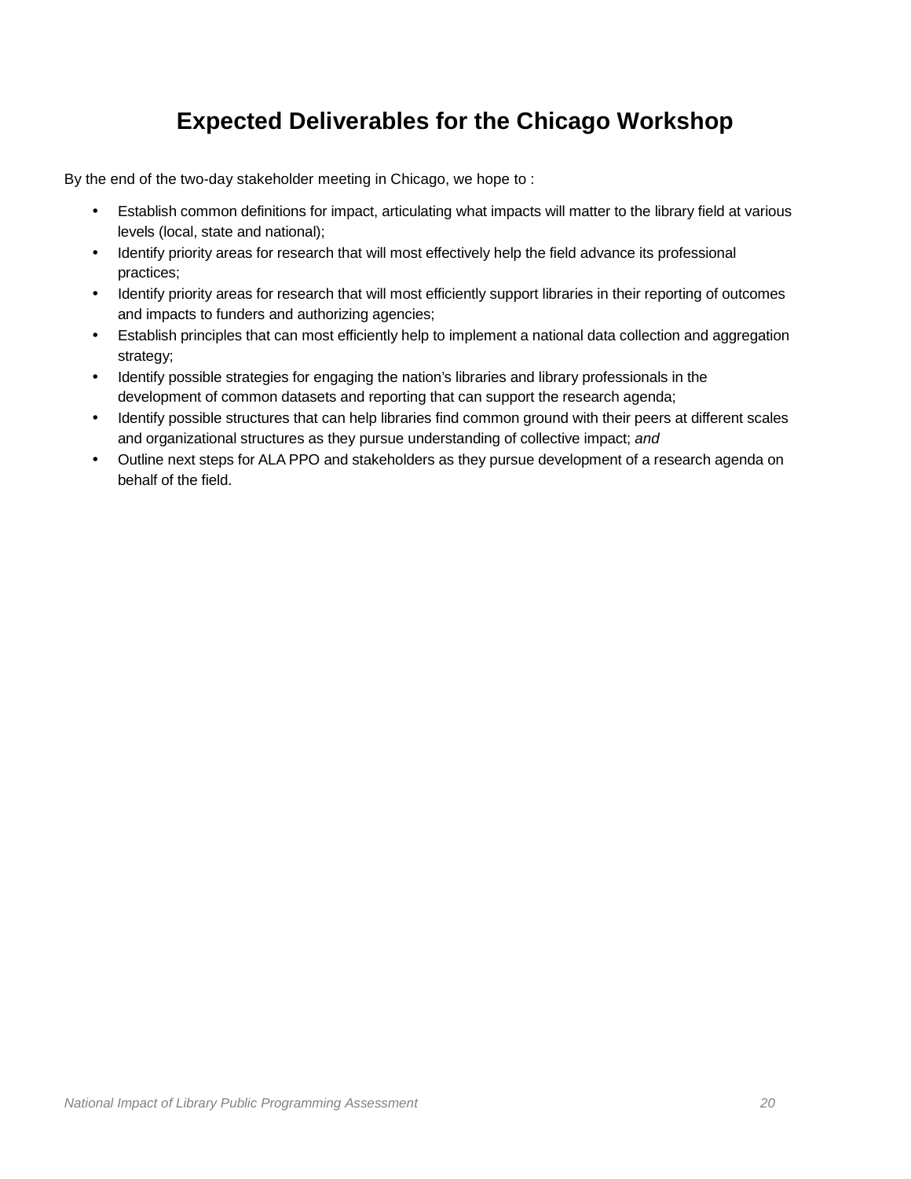## Expected Deliverables for the Chicago Workshop

By the end of the two-day stakeholder meeting in Chicago, we hope to :

- Establish common definitions for impact, articulating what impacts will matter to the library field at various levels (local, state and national);
- Identify priority areas for research that will most effectively help the field advance its professional practices;
- Identify priority areas for research that will most efficiently support libraries in their reporting of outcomes and impacts to funders and authorizing agencies;
- Establish principles that can most efficiently help to implement a national data collection and aggregation strategy;
- Identify possible strategies for engaging the nation's libraries and library professionals in the development of common datasets and reporting that can support the research agenda;
- Identify possible structures that can help libraries find common ground with their peers at different scales and organizational structures as they pursue understanding of collective impact; *and*
- Outline next steps for ALA PPO and stakeholders as they pursue development of a research agenda on behalf of the field.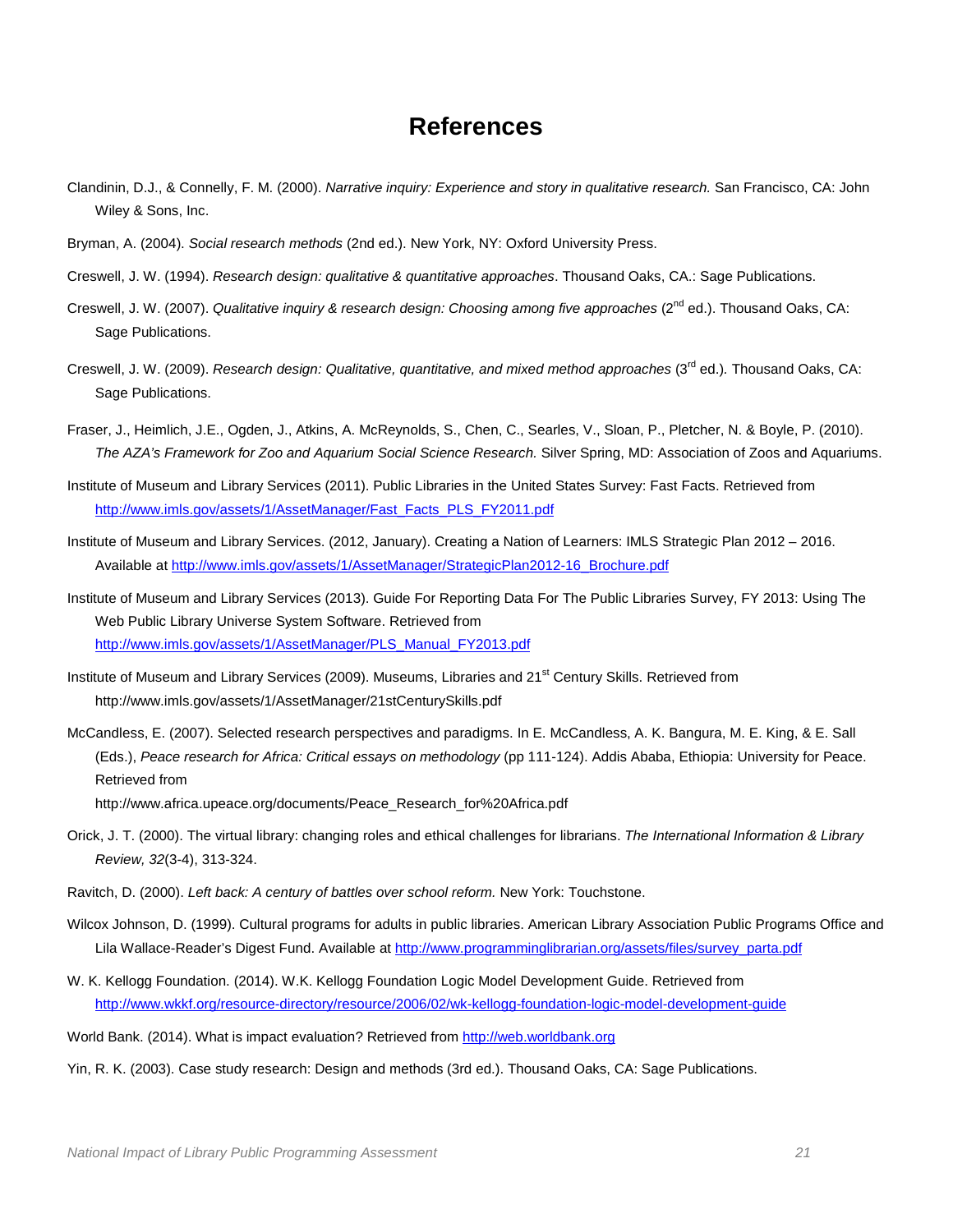# References

Clandinin, D.J., & Connelly, F. M. (2000). *Narrative inquiry: Experience and story in qualitative research.* San Francisco, CA: John Wiley & Sons, Inc.

Bryman, A. (2004). *Social research methods* (2nd ed.). New York, NY: Oxford University Press.

Creswell, J. W. (1994). *Research design: qualitative & quantitative approaches*. Thousand Oaks, CA.: Sage Publications.

Creswell, J. W. (2007). *Qualitative inquiry & research design: Choosing among five approaches* (2nd ed.). Thousand Oaks, CA: Sage Publications.

Creswell, J. W. (2009). *Research design: Qualitative, quantitative, and mixed method approaches* (3rd ed.). Thousand Oaks, CA: Sage Publications.

Fraser, J., Heimlich, J.E., Ogden, J., Atkins, A. McReynolds, S., Chen, C., Searles, V., Sloan, P., Pletcher, N. & Boyle, P. (2010). *The AZA's Framework for Zoo and Aquarium Social Science Research.* Silver Spring, MD: Association of Zoos and Aquariums.

Institute of Museum and Library Services (2011). Public Libraries in the United States Survey: Fast Facts. Retrieved from http://www.imls.gov/assets/1/AssetManager/Fast_Facts_PLS_FY2011.pdf

Institute of Museum and Library Services. (2012, January). Creating a Nation of Learners: IMLS Strategic Plan 2012 – 2016. Available at http://www.imls.gov/assets/1/AssetManager/StrategicPlan2012-16_Brochure.pdf

Institute of Museum and Library Services (2013). Guide For Reporting Data For The Public Libraries Survey, FY 2013: Using The Web Public Library Universe System Software. Retrieved from http://www.imls.gov/assets/1/AssetManager/PLS_Manual_FY2013.pdf

Institute of Museum and Library Services (2009). Museums, Libraries and 21st Century Skills. Retrieved from http://www.imls.gov/assets/1/AssetManager/21stCenturySkills.pdf

McCandless, E. (2007). Selected research perspectives and paradigms. In E. McCandless, A. K. Bangura, M. E. King, & E. Sall (Eds.), *Peace research for Africa: Critical essays on methodology* (pp 111-124). Addis Ababa, Ethiopia: University for Peace. Retrieved from http://www.africa.upeace.org/documents/Peace_Research_for%20Africa.pdf

Orick, J. T. (2000). The virtual library: changing roles and ethical challenges for librarians. *The International Information & Library Review, 32*(3-4), 313-324.

Ravitch, D. (2000). *Left back: A century of battles over school reform.* New York: Touchstone.

Wilcox Johnson, D. (1999). Cultural programs for adults in public libraries. American Library Association Public Programs Office and Lila Wallace-Reader's Digest Fund. Available at http://www.programminglibrarian.org/assets/files/survey_parta.pdf

W. K. Kellogg Foundation. (2014). W.K. Kellogg Foundation Logic Model Development Guide. Retrieved from http://www.wkkf.org/resource-directory/resource/2006/02/wk-kellogg-foundation-logic-model-development-guide

World Bank. (2014). What is impact evaluation? Retrieved from http://web.worldbank.org

Yin, R. K. (2003). Case study research: Design and methods (3rd ed.). Thousand Oaks, CA: Sage Publications.